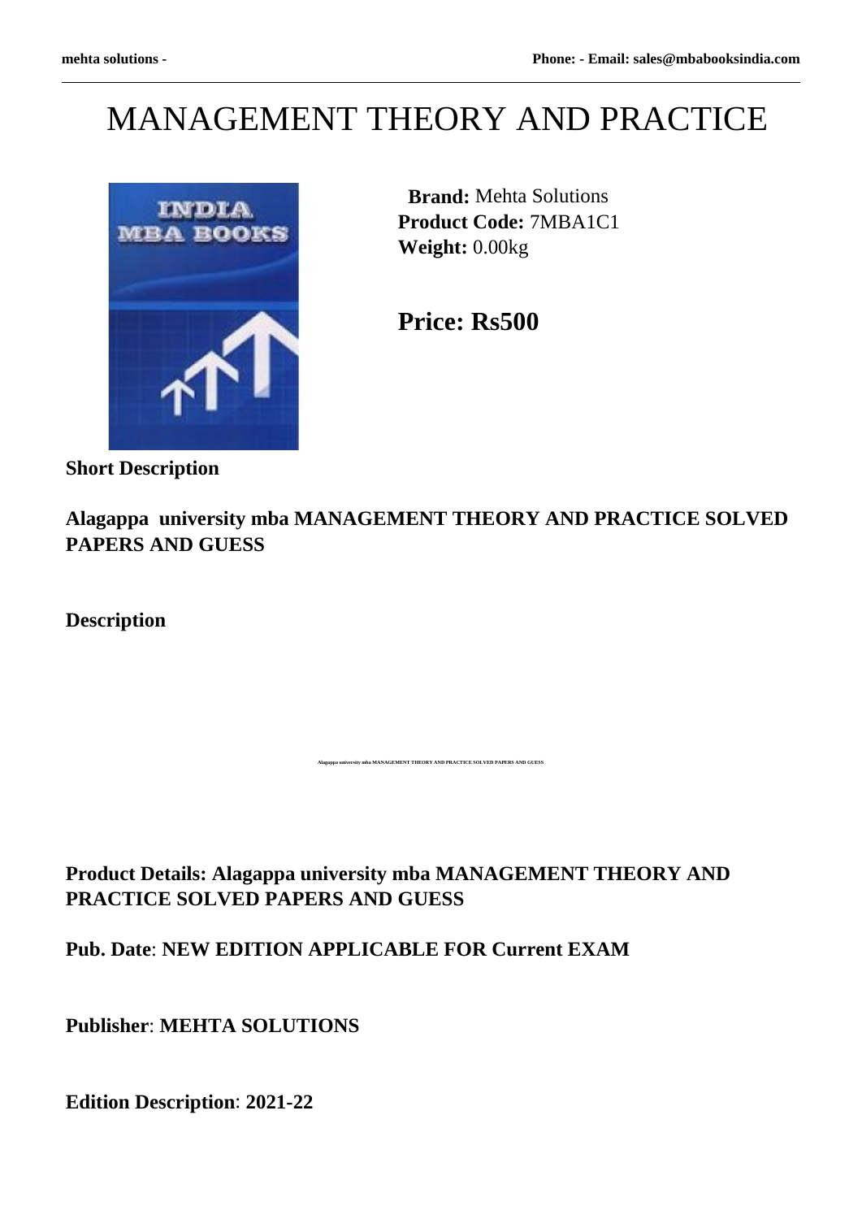# MANAGEMENT THEORY AND PRACTICE

**Brand:** Mehta Solutions
**Product Code:** 7MBA1C1
**Weight:** 0.00kg

**Price: Rs500**

**Short Description**

**Alagappa university mba MANAGEMENT THEORY AND PRACTICE SOLVED PAPERS AND GUESS**

**Description**

Alagappa university mba MANAGEMENT THEORY AND PRACTICE SOLVED PAPERS AND GUESS

**Product Details: Alagappa university mba MANAGEMENT THEORY AND PRACTICE SOLVED PAPERS AND GUESS**

**Pub. Date**: **NEW EDITION APPLICABLE FOR Current EXAM**

**Publisher**: **MEHTA SOLUTIONS**

**Edition Description**: **2021-22**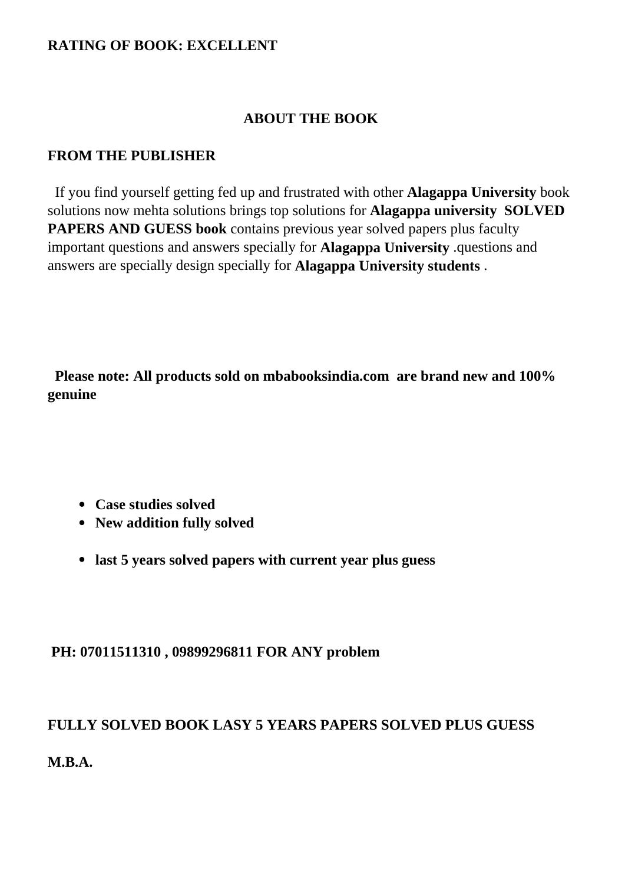**RATING OF BOOK: EXCELLENT**

## ABOUT THE BOOK

**FROM THE PUBLISHER**

If you find yourself getting fed up and frustrated with other **Alagappa University** book solutions now mehta solutions brings top solutions for **Alagappa university SOLVED PAPERS AND GUESS book** contains previous year solved papers plus faculty important questions and answers specially for **Alagappa University** .questions and answers are specially design specially for **Alagappa University students** .

**Please note: All products sold on mbabooksindia.com are brand new and 100% genuine**

- **Case studies solved**
- **New addition fully solved**
- **last 5 years solved papers with current year plus guess**

**PH: 07011511310 , 09899296811 FOR ANY problem**

**FULLY SOLVED BOOK LASY 5 YEARS PAPERS SOLVED PLUS GUESS**

**M.B.A.**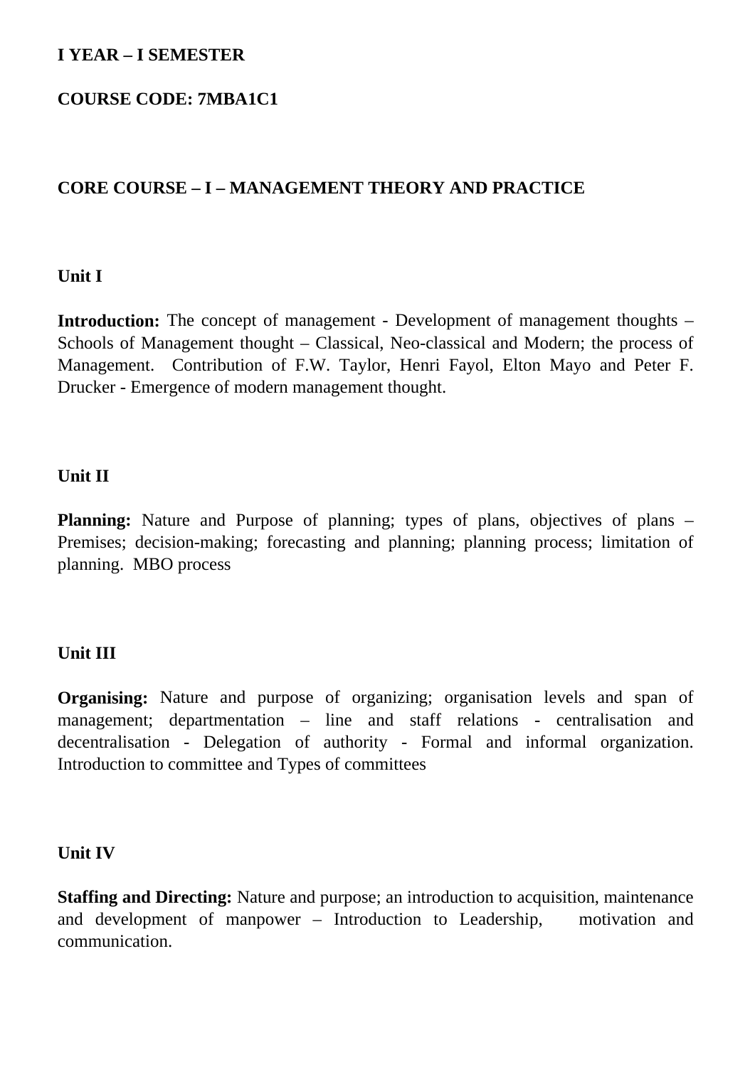**I YEAR – I SEMESTER**

**COURSE CODE: 7MBA1C1**

## CORE COURSE – I – MANAGEMENT THEORY AND PRACTICE

### Unit I

**Introduction:** The concept of management - Development of management thoughts – Schools of Management thought – Classical, Neo-classical and Modern; the process of Management. Contribution of F.W. Taylor, Henri Fayol, Elton Mayo and Peter F. Drucker - Emergence of modern management thought.

### Unit II

**Planning:** Nature and Purpose of planning; types of plans, objectives of plans – Premises; decision-making; forecasting and planning; planning process; limitation of planning. MBO process

### Unit III

**Organising:** Nature and purpose of organizing; organisation levels and span of management; departmentation – line and staff relations - centralisation and decentralisation - Delegation of authority - Formal and informal organization. Introduction to committee and Types of committees

### Unit IV

**Staffing and Directing:** Nature and purpose; an introduction to acquisition, maintenance and development of manpower – Introduction to Leadership, motivation and communication.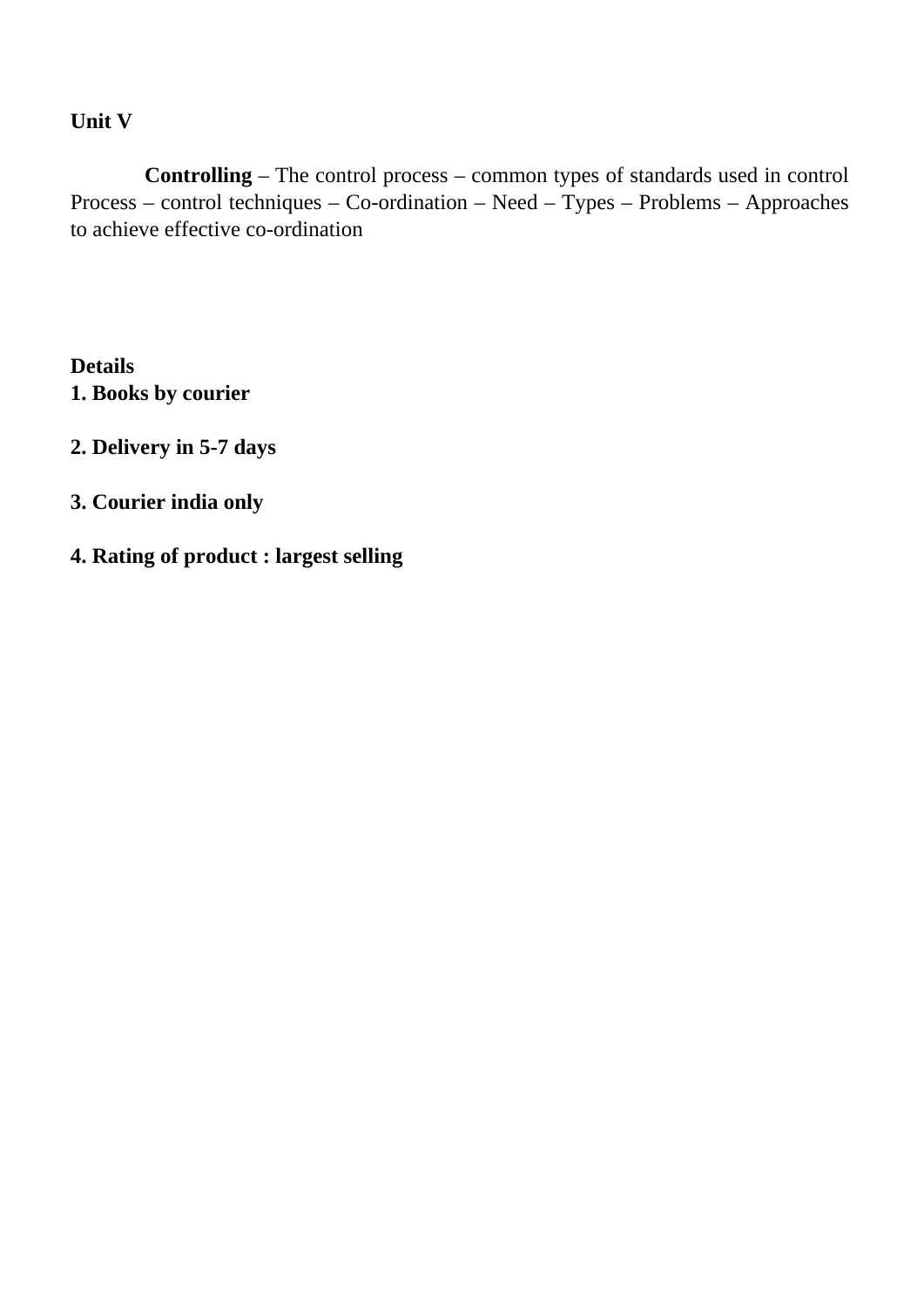**Unit V**

**Controlling** – The control process – common types of standards used in control Process – control techniques – Co-ordination – Need – Types – Problems – Approaches to achieve effective co-ordination

**Details**

**1. Books by courier**

**2. Delivery in 5-7 days**

**3. Courier india only**

**4. Rating of product : largest selling**